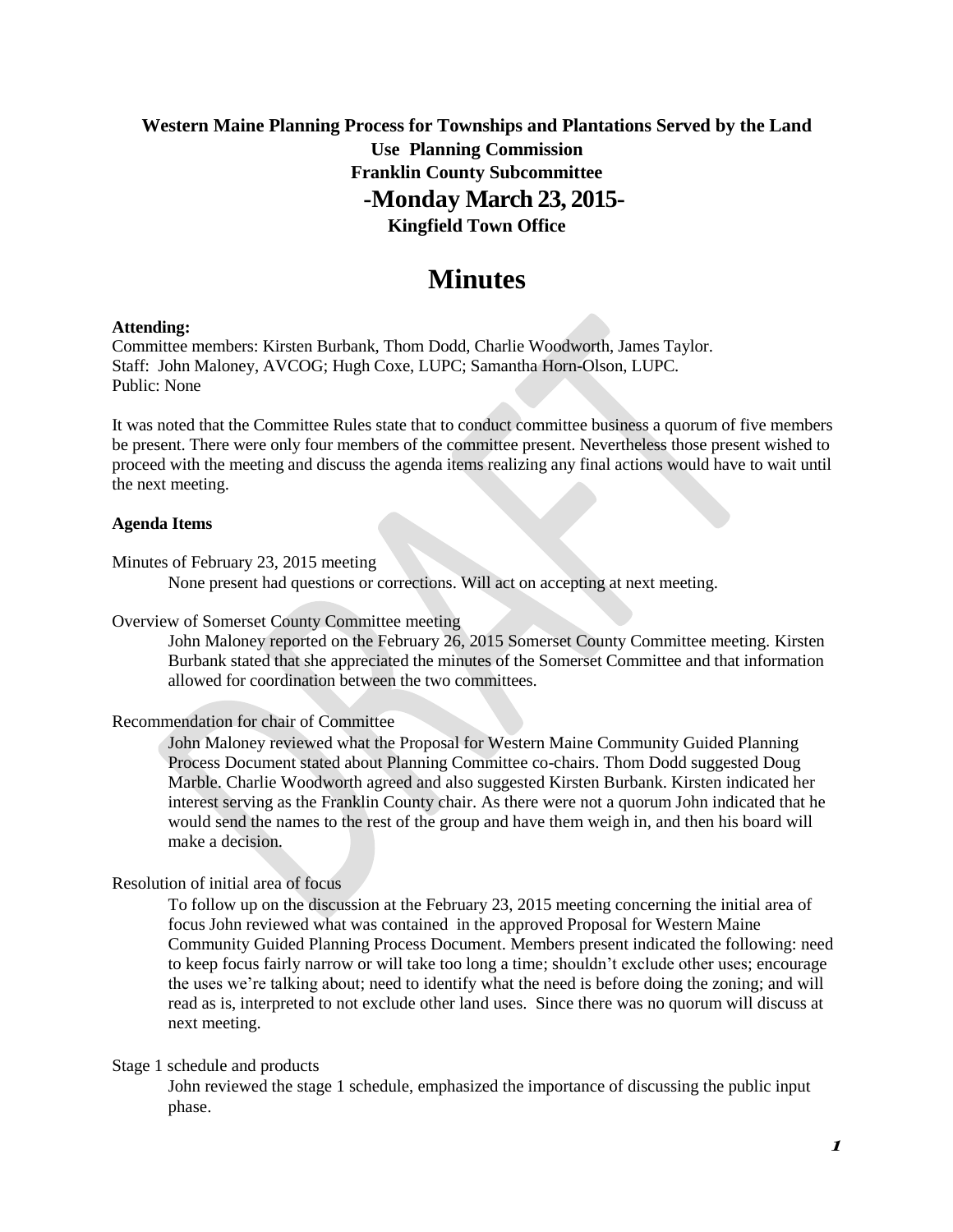**Western Maine Planning Process for Townships and Plantations Served by the Land Use Planning Commission**

**Franklin County Subcommittee**

**-Monday March 23, 2015-**

**Kingfield Town Office**

# Minutes

**Attending:**
Committee members: Kirsten Burbank, Thom Dodd, Charlie Woodworth, James Taylor.
Staff: John Maloney, AVCOG; Hugh Coxe, LUPC; Samantha Horn-Olson, LUPC.
Public: None

It was noted that the Committee Rules state that to conduct committee business a quorum of five members be present. There were only four members of the committee present. Nevertheless those present wished to proceed with the meeting and discuss the agenda items realizing any final actions would have to wait until the next meeting.

**Agenda Items**

Minutes of February 23, 2015 meeting

None present had questions or corrections. Will act on accepting at next meeting.

Overview of Somerset County Committee meeting

John Maloney reported on the February 26, 2015 Somerset County Committee meeting. Kirsten Burbank stated that she appreciated the minutes of the Somerset Committee and that information allowed for coordination between the two committees.

Recommendation for chair of Committee

John Maloney reviewed what the Proposal for Western Maine Community Guided Planning Process Document stated about Planning Committee co-chairs. Thom Dodd suggested Doug Marble. Charlie Woodworth agreed and also suggested Kirsten Burbank. Kirsten indicated her interest serving as the Franklin County chair. As there were not a quorum John indicated that he would send the names to the rest of the group and have them weigh in, and then his board will make a decision.

Resolution of initial area of focus

To follow up on the discussion at the February 23, 2015 meeting concerning the initial area of focus John reviewed what was contained in the approved Proposal for Western Maine Community Guided Planning Process Document. Members present indicated the following: need to keep focus fairly narrow or will take too long a time; shouldn't exclude other uses; encourage the uses we're talking about; need to identify what the need is before doing the zoning; and will read as is, interpreted to not exclude other land uses. Since there was no quorum will discuss at next meeting.

Stage 1 schedule and products

John reviewed the stage 1 schedule, emphasized the importance of discussing the public input phase.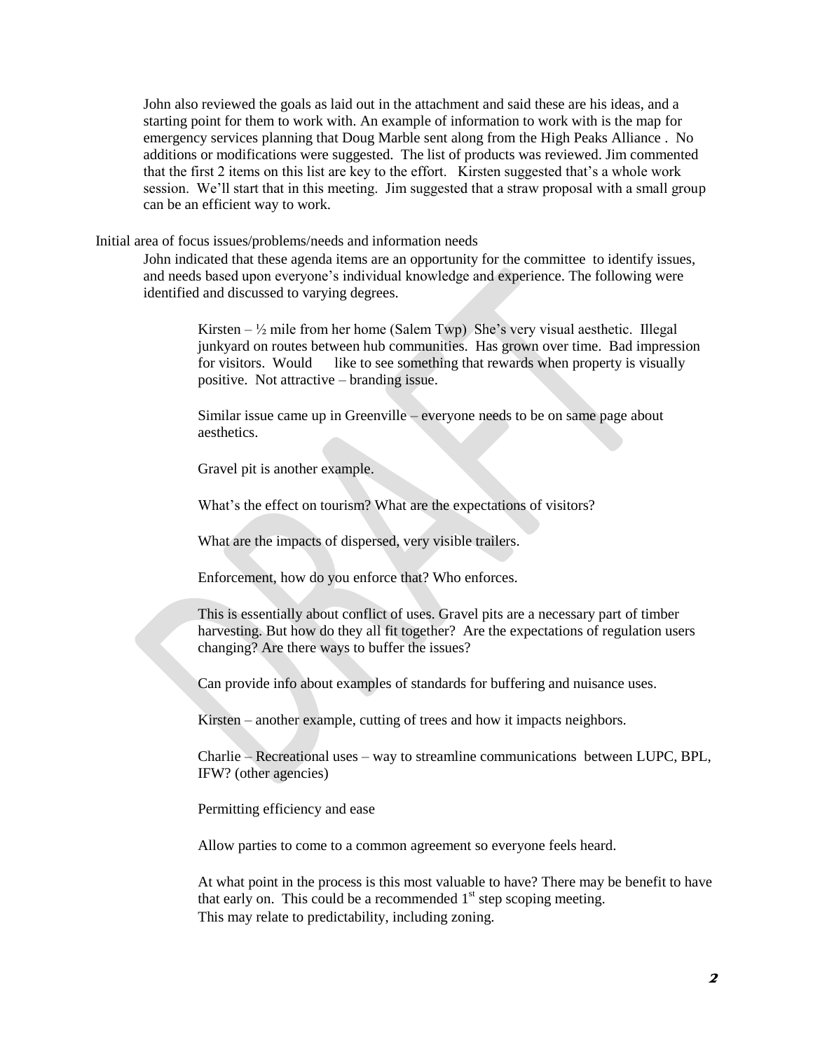John also reviewed the goals as laid out in the attachment and said these are his ideas, and a starting point for them to work with. An example of information to work with is the map for emergency services planning that Doug Marble sent along from the High Peaks Alliance . No additions or modifications were suggested. The list of products was reviewed. Jim commented that the first 2 items on this list are key to the effort. Kirsten suggested that's a whole work session. We'll start that in this meeting. Jim suggested that a straw proposal with a small group can be an efficient way to work.

Initial area of focus issues/problems/needs and information needs

John indicated that these agenda items are an opportunity for the committee to identify issues, and needs based upon everyone's individual knowledge and experience. The following were identified and discussed to varying degrees.

Kirsten – ½ mile from her home (Salem Twp) She's very visual aesthetic. Illegal junkyard on routes between hub communities. Has grown over time. Bad impression for visitors. Would like to see something that rewards when property is visually positive. Not attractive – branding issue.

Similar issue came up in Greenville – everyone needs to be on same page about aesthetics.

Gravel pit is another example.

What's the effect on tourism? What are the expectations of visitors?

What are the impacts of dispersed, very visible trailers.

Enforcement, how do you enforce that? Who enforces.

This is essentially about conflict of uses. Gravel pits are a necessary part of timber harvesting. But how do they all fit together? Are the expectations of regulation users changing? Are there ways to buffer the issues?

Can provide info about examples of standards for buffering and nuisance uses.

Kirsten – another example, cutting of trees and how it impacts neighbors.

Charlie – Recreational uses – way to streamline communications between LUPC, BPL, IFW? (other agencies)

Permitting efficiency and ease

Allow parties to come to a common agreement so everyone feels heard.

At what point in the process is this most valuable to have? There may be benefit to have that early on. This could be a recommended 1st step scoping meeting.
This may relate to predictability, including zoning.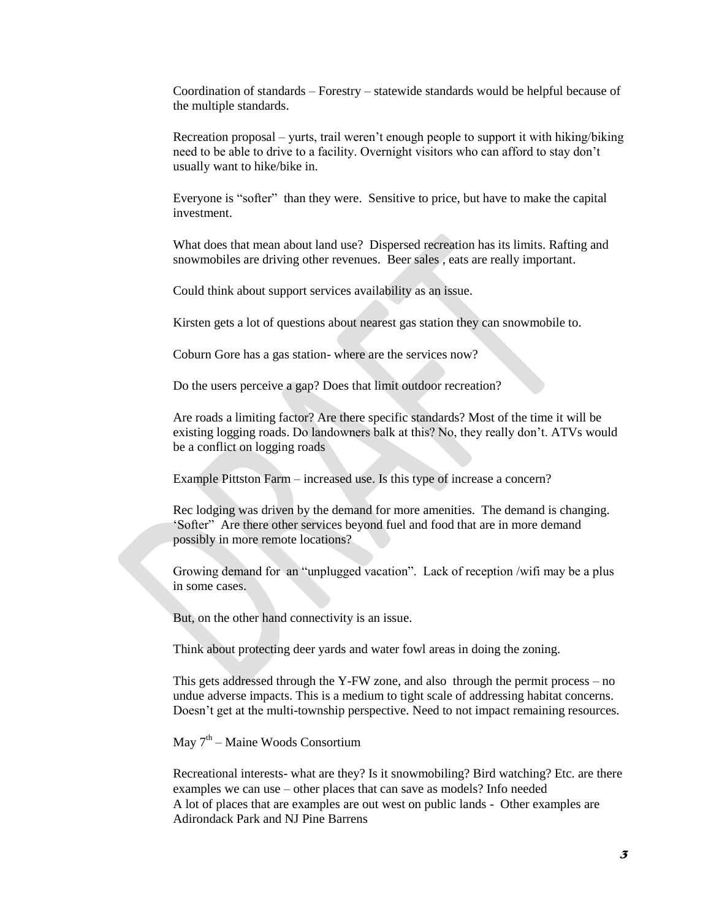Coordination of standards – Forestry – statewide standards would be helpful because of the multiple standards.

Recreation proposal – yurts, trail weren't enough people to support it with hiking/biking need to be able to drive to a facility. Overnight visitors who can afford to stay don't usually want to hike/bike in.

Everyone is "softer" than they were. Sensitive to price, but have to make the capital investment.

What does that mean about land use? Dispersed recreation has its limits. Rafting and snowmobiles are driving other revenues. Beer sales , eats are really important.

Could think about support services availability as an issue.

Kirsten gets a lot of questions about nearest gas station they can snowmobile to.

Coburn Gore has a gas station- where are the services now?

Do the users perceive a gap? Does that limit outdoor recreation?

Are roads a limiting factor? Are there specific standards? Most of the time it will be existing logging roads. Do landowners balk at this? No, they really don't. ATVs would be a conflict on logging roads

Example Pittston Farm – increased use. Is this type of increase a concern?

Rec lodging was driven by the demand for more amenities. The demand is changing. 'Softer" Are there other services beyond fuel and food that are in more demand possibly in more remote locations?

Growing demand for an "unplugged vacation". Lack of reception /wifi may be a plus in some cases.

But, on the other hand connectivity is an issue.

Think about protecting deer yards and water fowl areas in doing the zoning.

This gets addressed through the Y-FW zone, and also through the permit process – no undue adverse impacts. This is a medium to tight scale of addressing habitat concerns. Doesn't get at the multi-township perspective. Need to not impact remaining resources.

May 7th – Maine Woods Consortium

Recreational interests- what are they? Is it snowmobiling? Bird watching? Etc. are there examples we can use – other places that can save as models? Info needed
A lot of places that are examples are out west on public lands - Other examples are Adirondack Park and NJ Pine Barrens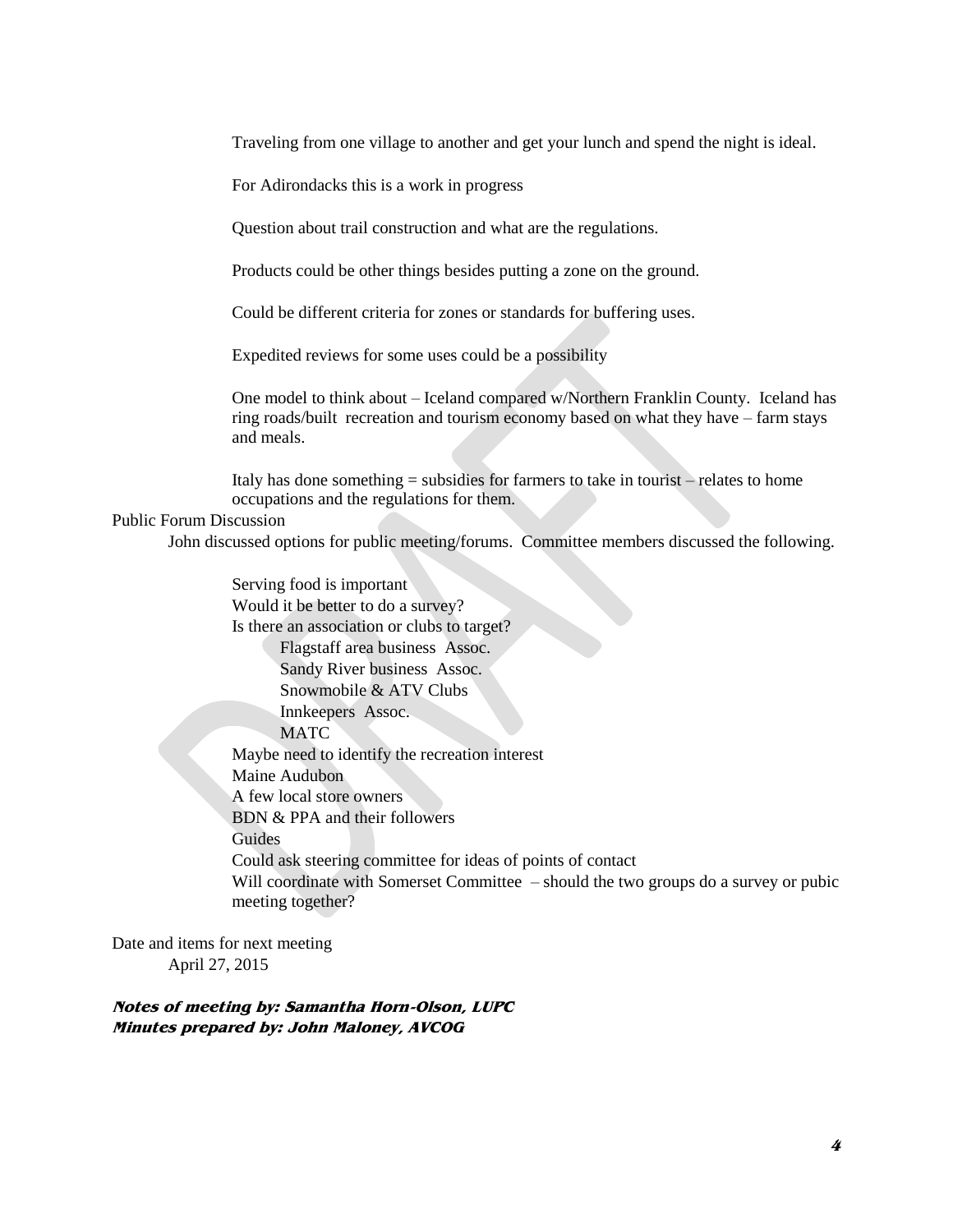Traveling from one village to another and get your lunch and spend the night is ideal.

For Adirondacks this is a work in progress

Question about trail construction and what are the regulations.

Products could be other things besides putting a zone on the ground.

Could be different criteria for zones or standards for buffering uses.

Expedited reviews for some uses could be a possibility

One model to think about – Iceland compared w/Northern Franklin County. Iceland has ring roads/built recreation and tourism economy based on what they have – farm stays and meals.

Italy has done something = subsidies for farmers to take in tourist – relates to home occupations and the regulations for them.

Public Forum Discussion

John discussed options for public meeting/forums. Committee members discussed the following.

Serving food is important
Would it be better to do a survey?
Is there an association or clubs to target?

- Flagstaff area business Assoc.
- Sandy River business Assoc.
- Snowmobile & ATV Clubs
- Innkeepers Assoc.
- MATC

Maybe need to identify the recreation interest
Maine Audubon
A few local store owners
BDN & PPA and their followers
Guides
Could ask steering committee for ideas of points of contact
Will coordinate with Somerset Committee – should the two groups do a survey or pubic meeting together?

Date and items for next meeting

April 27, 2015

***Notes of meeting by: Samantha Horn-Olson, LUPC***
***Minutes prepared by: John Maloney, AVCOG***